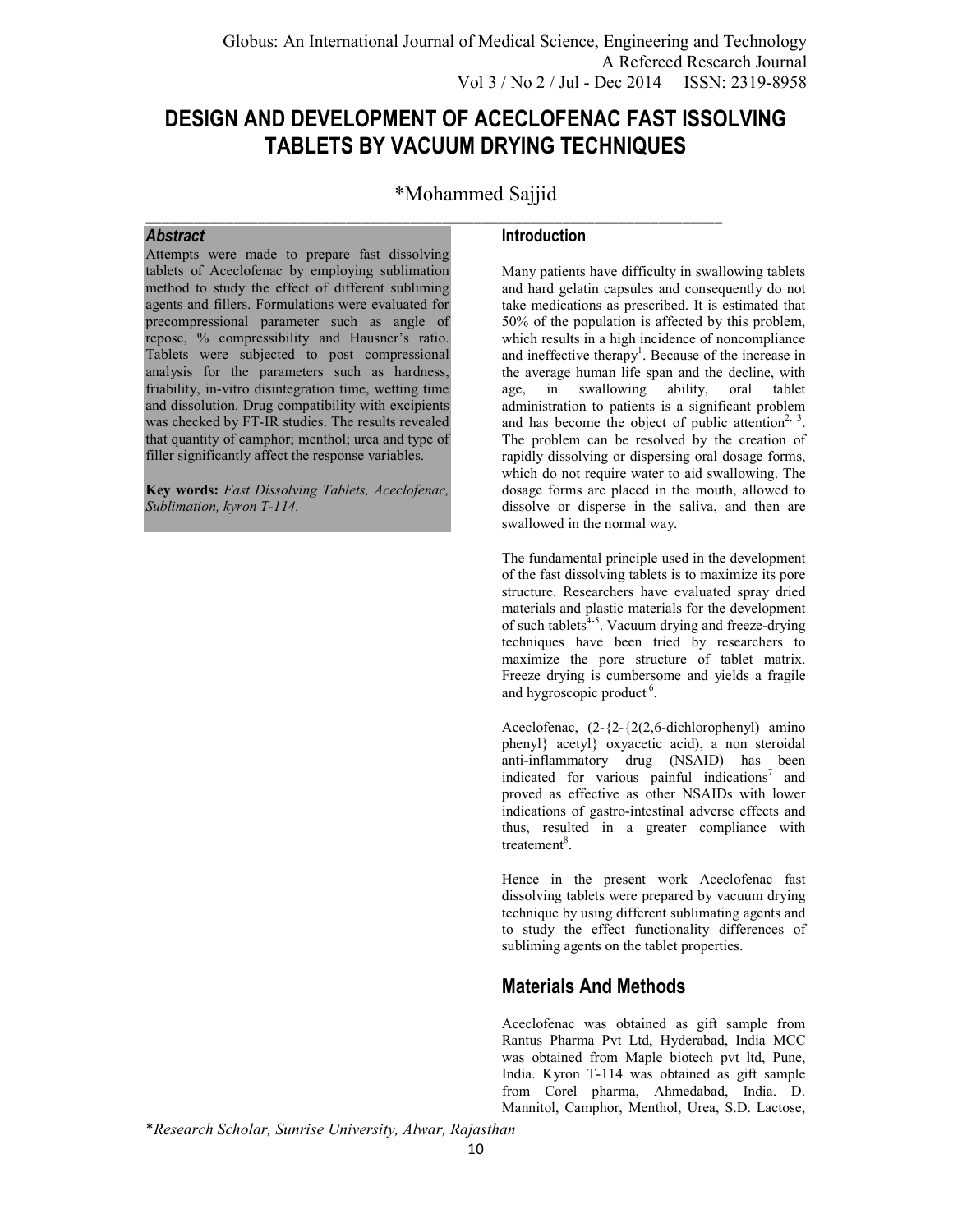# DESIGN AND DEVELOPMENT OF ACECLOFENAC FAST ISSOLVING TABLETS BY VACUUM DRYING TECHNIQUES

*Mohammed Sajjid

### *Abstract*

Attempts were made to prepare fast dissolving tablets of Aceclofenac by employing sublimation method to study the effect of different subliming agents and fillers. Formulations were evaluated for precompressional parameter such as angle of repose, % compressibility and Hausner's ratio. Tablets were subjected to post compressional analysis for the parameters such as hardness, friability, in-vitro disintegration time, wetting time and dissolution. Drug compatibility with excipients was checked by FT-IR studies. The results revealed that quantity of camphor; menthol; urea and type of filler significantly affect the response variables.

**Key words:** *Fast Dissolving Tablets, Aceclofenac, Sublimation, kyron T-114.*

## Introduction

Many patients have difficulty in swallowing tablets and hard gelatin capsules and consequently do not take medications as prescribed. It is estimated that 50% of the population is affected by this problem, which results in a high incidence of noncompliance and ineffective therapy[1]. Because of the increase in the average human life span and the decline, with age, in swallowing ability, oral tablet administration to patients is a significant problem and has become the object of public attention[2, 3]. The problem can be resolved by the creation of rapidly dissolving or dispersing oral dosage forms, which do not require water to aid swallowing. The dosage forms are placed in the mouth, allowed to dissolve or disperse in the saliva, and then are swallowed in the normal way.

The fundamental principle used in the development of the fast dissolving tablets is to maximize its pore structure. Researchers have evaluated spray dried materials and plastic materials for the development of such tablets[4-5]. Vacuum drying and freeze-drying techniques have been tried by researchers to maximize the pore structure of tablet matrix. Freeze drying is cumbersome and yields a fragile and hygroscopic product[6].

Aceclofenac, (2-{2-{2(2,6-dichlorophenyl) amino phenyl} acetyl} oxyacetic acid), a non steroidal anti-inflammatory drug (NSAID) has been indicated for various painful indications[7] and proved as effective as other NSAIDs with lower indications of gastro-intestinal adverse effects and thus, resulted in a greater compliance with treatement[8].

Hence in the present work Aceclofenac fast dissolving tablets were prepared by vacuum drying technique by using different sublimating agents and to study the effect functionality differences of subliming agents on the tablet properties.

## Materials And Methods

Aceclofenac was obtained as gift sample from Rantus Pharma Pvt Ltd, Hyderabad, India MCC was obtained from Maple biotech pvt ltd, Pune, India. Kyron T-114 was obtained as gift sample from Corel pharma, Ahmedabad, India. D. Mannitol, Camphor, Menthol, Urea, S.D. Lactose,

*Research Scholar, Sunrise University, Alwar, Rajasthan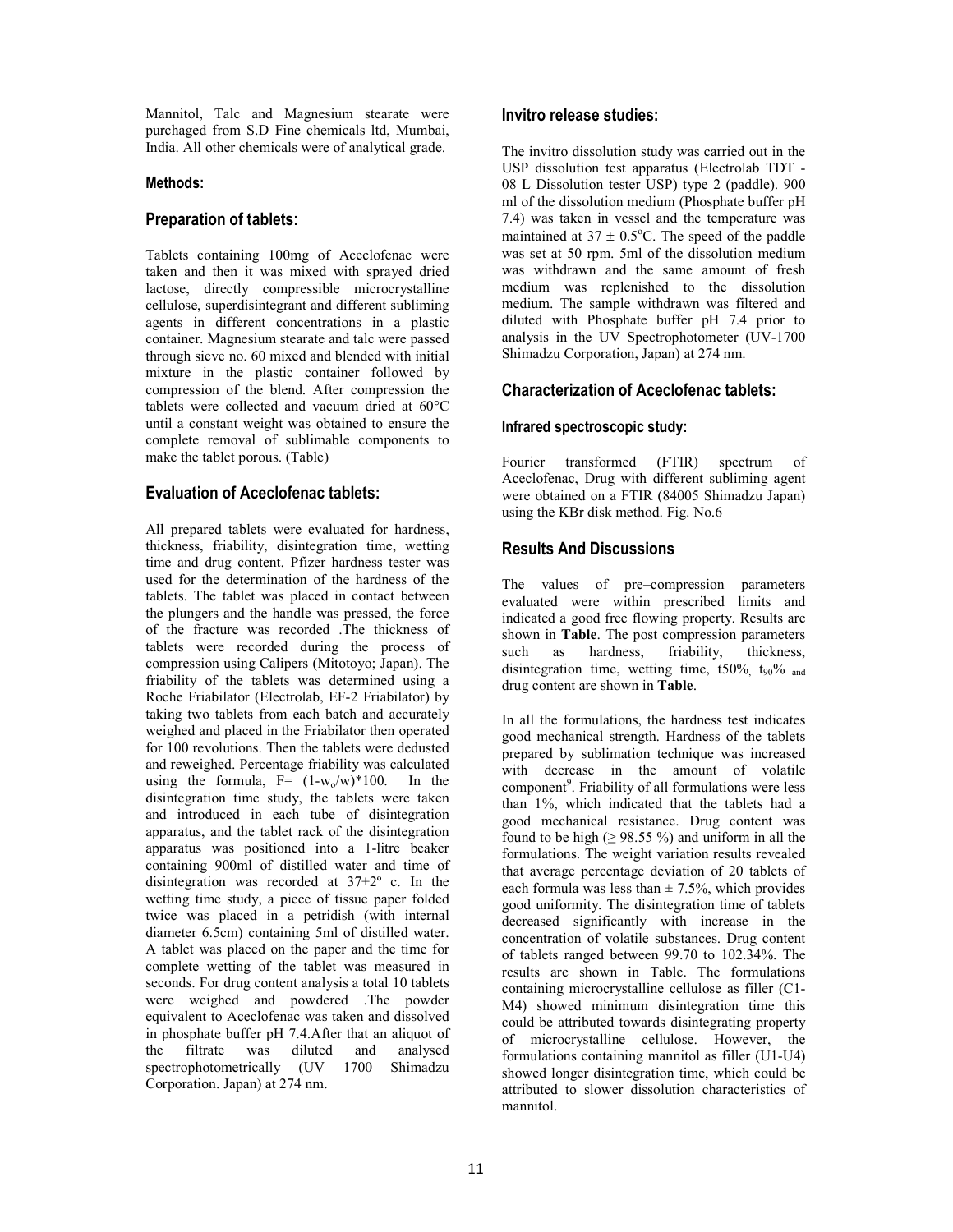Mannitol, Talc and Magnesium stearate were purchaged from S.D Fine chemicals ltd, Mumbai, India. All other chemicals were of analytical grade.

### Methods:

## Preparation of tablets:

Tablets containing 100mg of Aceclofenac were taken and then it was mixed with sprayed dried lactose, directly compressible microcrystalline cellulose, superdisintegrant and different subliming agents in different concentrations in a plastic container. Magnesium stearate and talc were passed through sieve no. 60 mixed and blended with initial mixture in the plastic container followed by compression of the blend. After compression the tablets were collected and vacuum dried at 60°C until a constant weight was obtained to ensure the complete removal of sublimable components to make the tablet porous. (Table)

## Evaluation of Aceclofenac tablets:

All prepared tablets were evaluated for hardness, thickness, friability, disintegration time, wetting time and drug content. Pfizer hardness tester was used for the determination of the hardness of the tablets. The tablet was placed in contact between the plungers and the handle was pressed, the force of the fracture was recorded .The thickness of tablets were recorded during the process of compression using Calipers (Mitotoyo; Japan). The friability of the tablets was determined using a Roche Friabilator (Electrolab, EF-2 Friabilator) by taking two tablets from each batch and accurately weighed and placed in the Friabilator then operated for 100 revolutions. Then the tablets were dedusted and reweighed. Percentage friability was calculated using the formula, $F= (1-w_o/w)*100$. In the disintegration time study, the tablets were taken and introduced in each tube of disintegration apparatus, and the tablet rack of the disintegration apparatus was positioned into a 1-litre beaker containing 900ml of distilled water and time of disintegration was recorded at 37±2º c. In the wetting time study, a piece of tissue paper folded twice was placed in a petridish (with internal diameter 6.5cm) containing 5ml of distilled water. A tablet was placed on the paper and the time for complete wetting of the tablet was measured in seconds. For drug content analysis a total 10 tablets were weighed and powdered .The powder equivalent to Aceclofenac was taken and dissolved in phosphate buffer pH 7.4.After that an aliquot of the filtrate was diluted and analysed spectrophotometrically (UV 1700 Shimadzu Corporation. Japan) at 274 nm.

## Invitro release studies:

The invitro dissolution study was carried out in the USP dissolution test apparatus (Electrolab TDT - 08 L Dissolution tester USP) type 2 (paddle). 900 ml of the dissolution medium (Phosphate buffer pH 7.4) was taken in vessel and the temperature was maintained at 37 ± 0.5°C. The speed of the paddle was set at 50 rpm. 5ml of the dissolution medium was withdrawn and the same amount of fresh medium was replenished to the dissolution medium. The sample withdrawn was filtered and diluted with Phosphate buffer pH 7.4 prior to analysis in the UV Spectrophotometer (UV-1700 Shimadzu Corporation, Japan) at 274 nm.

## Characterization of Aceclofenac tablets:

### Infrared spectroscopic study:

Fourier transformed (FTIR) spectrum of Aceclofenac, Drug with different subliming agent were obtained on a FTIR (84005 Shimadzu Japan) using the KBr disk method. Fig. No.6

## Results And Discussions

The values of pre–compression parameters evaluated were within prescribed limits and indicated a good free flowing property. Results are shown in **Table**. The post compression parameters such as hardness, friability, thickness, disintegration time, wetting time, $t_{50}\%$, $t_{90}\%$ and drug content are shown in **Table**.

In all the formulations, the hardness test indicates good mechanical strength. Hardness of the tablets prepared by sublimation technique was increased with decrease in the amount of volatile component[9]. Friability of all formulations were less than 1%, which indicated that the tablets had a good mechanical resistance. Drug content was found to be high (≥ 98.55 %) and uniform in all the formulations. The weight variation results revealed that average percentage deviation of 20 tablets of each formula was less than ± 7.5%, which provides good uniformity. The disintegration time of tablets decreased significantly with increase in the concentration of volatile substances. Drug content of tablets ranged between 99.70 to 102.34%. The results are shown in Table. The formulations containing microcrystalline cellulose as filler (C1-M4) showed minimum disintegration time this could be attributed towards disintegrating property of microcrystalline cellulose. However, the formulations containing mannitol as filler (U1-U4) showed longer disintegration time, which could be attributed to slower dissolution characteristics of mannitol.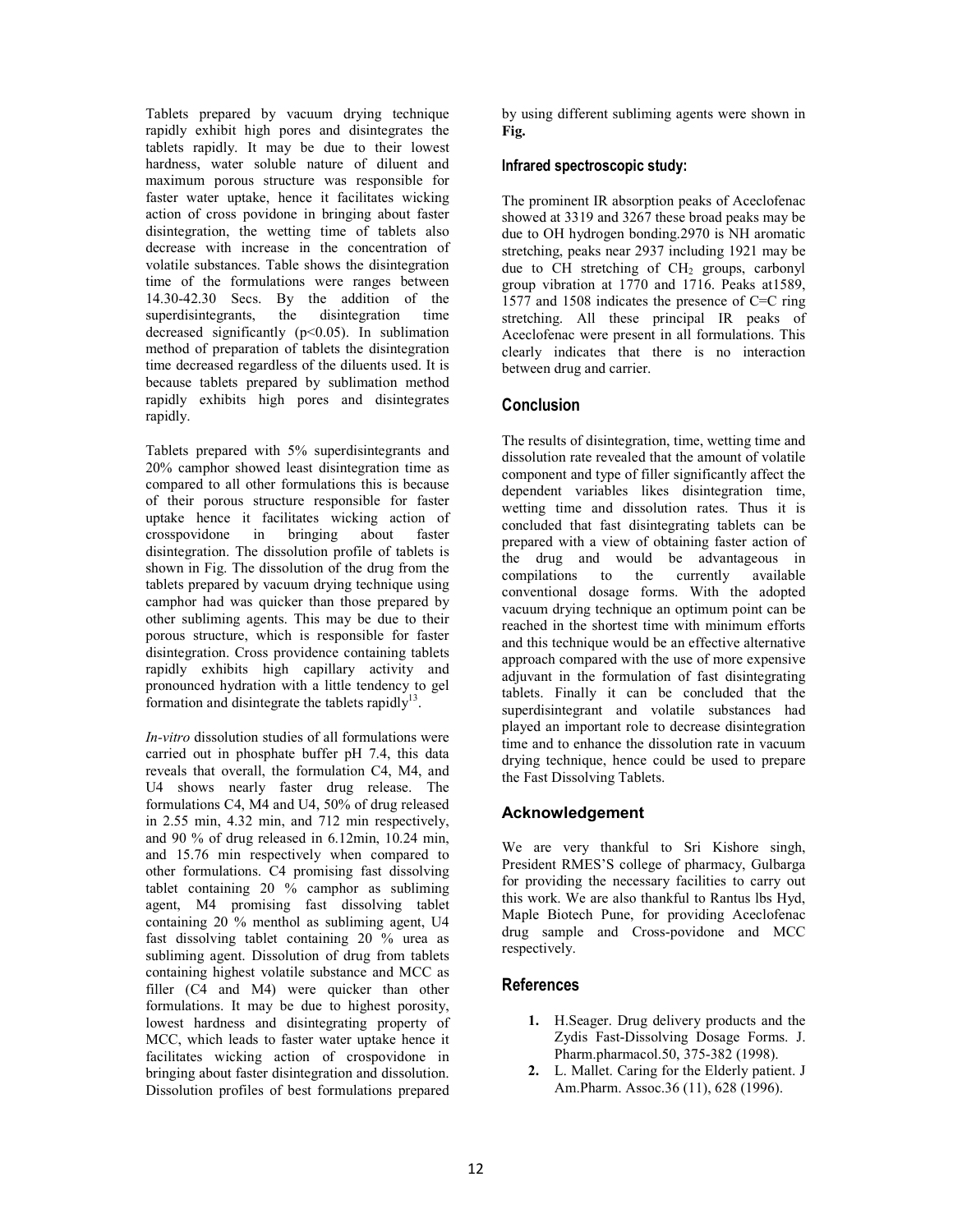Tablets prepared by vacuum drying technique rapidly exhibit high pores and disintegrates the tablets rapidly. It may be due to their lowest hardness, water soluble nature of diluent and maximum porous structure was responsible for faster water uptake, hence it facilitates wicking action of cross povidone in bringing about faster disintegration, the wetting time of tablets also decrease with increase in the concentration of volatile substances. Table shows the disintegration time of the formulations were ranges between 14.30-42.30 Secs. By the addition of the superdisintegrants, the disintegration time decreased significantly ($p<0.05$). In sublimation method of preparation of tablets the disintegration time decreased regardless of the diluents used. It is because tablets prepared by sublimation method rapidly exhibits high pores and disintegrates rapidly.

Tablets prepared with 5% superdisintegrants and 20% camphor showed least disintegration time as compared to all other formulations this is because of their porous structure responsible for faster uptake hence it facilitates wicking action of crosspovidone in bringing about faster disintegration. The dissolution profile of tablets is shown in Fig. The dissolution of the drug from the tablets prepared by vacuum drying technique using camphor had was quicker than those prepared by other subliming agents. This may be due to their porous structure, which is responsible for faster disintegration. Cross providence containing tablets rapidly exhibits high capillary activity and pronounced hydration with a little tendency to gel formation and disintegrate the tablets rapidly[13].

*In-vitro* dissolution studies of all formulations were carried out in phosphate buffer pH 7.4, this data reveals that overall, the formulation C4, M4, and U4 shows nearly faster drug release. The formulations C4, M4 and U4, 50% of drug released in 2.55 min, 4.32 min, and 712 min respectively, and 90 % of drug released in 6.12min, 10.24 min, and 15.76 min respectively when compared to other formulations. C4 promising fast dissolving tablet containing 20 % camphor as subliming agent, M4 promising fast dissolving tablet containing 20 % menthol as subliming agent, U4 fast dissolving tablet containing 20 % urea as subliming agent. Dissolution of drug from tablets containing highest volatile substance and MCC as filler (C4 and M4) were quicker than other formulations. It may be due to highest porosity, lowest hardness and disintegrating property of MCC, which leads to faster water uptake hence it facilitates wicking action of crospovidone in bringing about faster disintegration and dissolution. Dissolution profiles of best formulations prepared by using different subliming agents were shown in **Fig.**

### Infrared spectroscopic study:

The prominent IR absorption peaks of Aceclofenac showed at 3319 and 3267 these broad peaks may be due to OH hydrogen bonding.2970 is NH aromatic stretching, peaks near 2937 including 1921 may be due to CH stretching of $CH_2$ groups, carbonyl group vibration at 1770 and 1716. Peaks at1589, 1577 and 1508 indicates the presence of C=C ring stretching. All these principal IR peaks of Aceclofenac were present in all formulations. This clearly indicates that there is no interaction between drug and carrier.

## Conclusion

The results of disintegration, time, wetting time and dissolution rate revealed that the amount of volatile component and type of filler significantly affect the dependent variables likes disintegration time, wetting time and dissolution rates. Thus it is concluded that fast disintegrating tablets can be prepared with a view of obtaining faster action of the drug and would be advantageous in compilations to the currently available conventional dosage forms. With the adopted vacuum drying technique an optimum point can be reached in the shortest time with minimum efforts and this technique would be an effective alternative approach compared with the use of more expensive adjuvant in the formulation of fast disintegrating tablets. Finally it can be concluded that the superdisintegrant and volatile substances had played an important role to decrease disintegration time and to enhance the dissolution rate in vacuum drying technique, hence could be used to prepare the Fast Dissolving Tablets.

## Acknowledgement

We are very thankful to Sri Kishore singh, President RMES'S college of pharmacy, Gulbarga for providing the necessary facilities to carry out this work. We are also thankful to Rantus lbs Hyd, Maple Biotech Pune, for providing Aceclofenac drug sample and Cross-povidone and MCC respectively.

## References

1. H.Seager. Drug delivery products and the Zydis Fast-Dissolving Dosage Forms. J. Pharm.pharmacol.50, 375-382 (1998).
2. L. Mallet. Caring for the Elderly patient. J Am.Pharm. Assoc.36 (11), 628 (1996).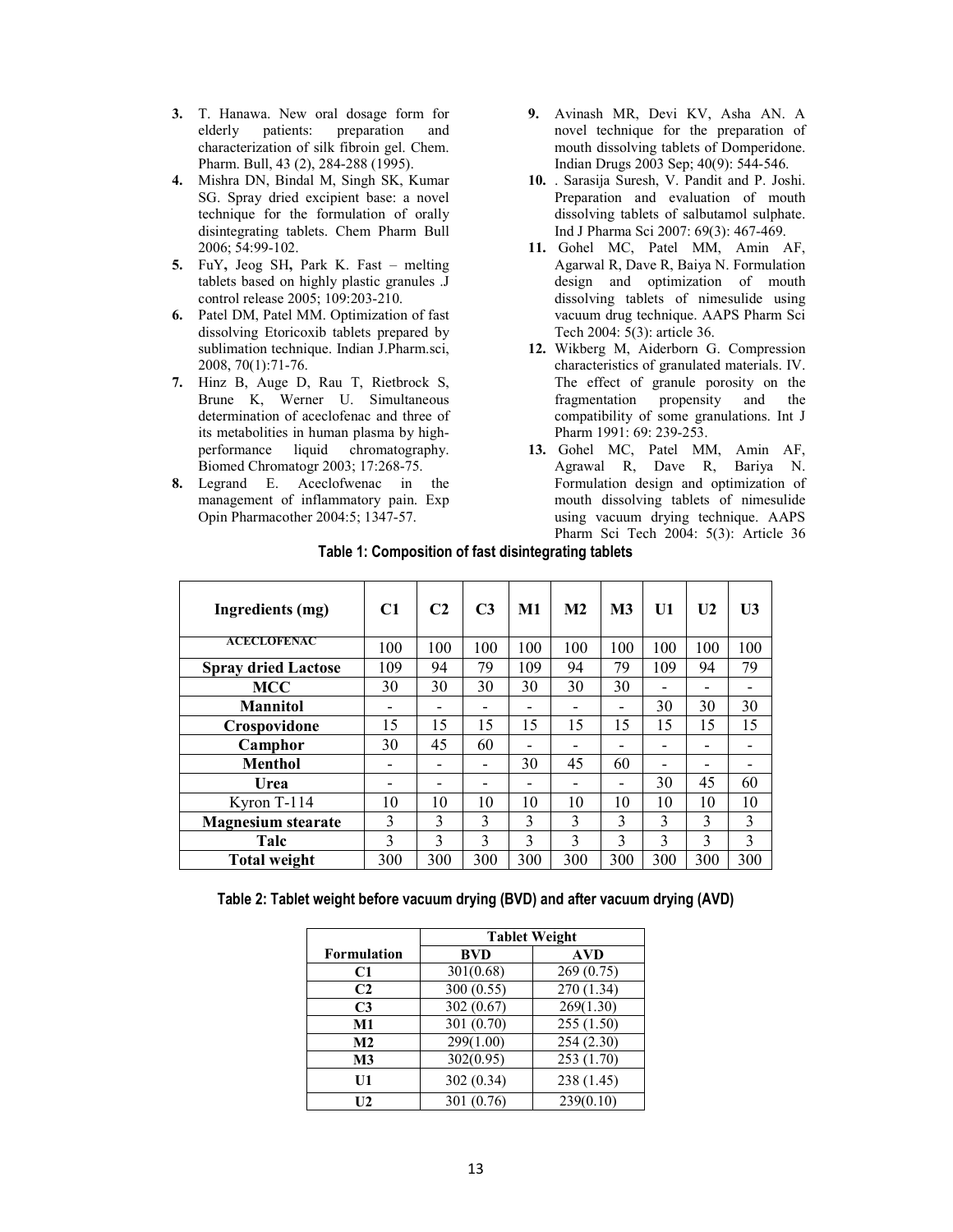3. T. Hanawa. New oral dosage form for elderly patients: preparation and characterization of silk fibroin gel. Chem. Pharm. Bull, 43 (2), 284-288 (1995).
4. Mishra DN, Bindal M, Singh SK, Kumar SG. Spray dried excipient base: a novel technique for the formulation of orally disintegrating tablets. Chem Pharm Bull 2006; 54:99-102.
5. FuY, Jeog SH, Park K. Fast – melting tablets based on highly plastic granules .J control release 2005; 109:203-210.
6. Patel DM, Patel MM. Optimization of fast dissolving Etoricoxib tablets prepared by sublimation technique. Indian J.Pharm.sci, 2008, 70(1):71-76.
7. Hinz B, Auge D, Rau T, Rietbrock S, Brune K, Werner U. Simultaneous determination of aceclofenac and three of its metabolities in human plasma by high-performance liquid chromatography. Biomed Chromatogr 2003; 17:268-75.
8. Legrand E. Aceclofwenac in the management of inflammatory pain. Exp Opin Pharmacother 2004:5; 1347-57.
9. Avinash MR, Devi KV, Asha AN. A novel technique for the preparation of mouth dissolving tablets of Domperidone. Indian Drugs 2003 Sep; 40(9): 544-546.
10. . Sarasija Suresh, V. Pandit and P. Joshi. Preparation and evaluation of mouth dissolving tablets of salbutamol sulphate. Ind J Pharma Sci 2007: 69(3): 467-469.
11. Gohel MC, Patel MM, Amin AF, Agarwal R, Dave R, Baiya N. Formulation design and optimization of mouth dissolving tablets of nimesulide using vacuum drug technique. AAPS Pharm Sci Tech 2004: 5(3): article 36.
12. Wikberg M, Aiderborn G. Compression characteristics of granulated materials. IV. The effect of granule porosity on the fragmentation propensity and the compatibility of some granulations. Int J Pharm 1991: 69: 239-253.
13. Gohel MC, Patel MM, Amin AF, Agrawal R, Dave R, Bariya N. Formulation design and optimization of mouth dissolving tablets of nimesulide using vacuum drying technique. AAPS Pharm Sci Tech 2004: 5(3): Article 36

**Table 1: Composition of fast disintegrating tablets**

| Ingredients (mg) | C1 | C2 | C3 | M1 | M2 | M3 | U1 | U2 | U3 |
|---|---|---|---|---|---|---|---|---|---|
| ACECLOFENAC | 100 | 100 | 100 | 100 | 100 | 100 | 100 | 100 | 100 |
| Spray dried Lactose | 109 | 94 | 79 | 109 | 94 | 79 | 109 | 94 | 79 |
| MCC | 30 | 30 | 30 | 30 | 30 | 30 | - | - | - |
| Mannitol | - | - | - | - | - | - | 30 | 30 | 30 |
| Crospovidone | 15 | 15 | 15 | 15 | 15 | 15 | 15 | 15 | 15 |
| Camphor | 30 | 45 | 60 | - | - | - | - | - | - |
| Menthol | - | - | - | 30 | 45 | 60 | - | - | - |
| Urea | - | - | - | - | - | - | 30 | 45 | 60 |
| Kyron T-114 | 10 | 10 | 10 | 10 | 10 | 10 | 10 | 10 | 10 |
| Magnesium stearate | 3 | 3 | 3 | 3 | 3 | 3 | 3 | 3 | 3 |
| Talc | 3 | 3 | 3 | 3 | 3 | 3 | 3 | 3 | 3 |
| Total weight | 300 | 300 | 300 | 300 | 300 | 300 | 300 | 300 | 300 |

**Table 2: Tablet weight before vacuum drying (BVD) and after vacuum drying (AVD)**

| | Tablet Weight | |
|---|---|---|
| Formulation | BVD | AVD |
| C1 | 301(0.68) | 269 (0.75) |
| C2 | 300 (0.55) | 270 (1.34) |
| C3 | 302 (0.67) | 269(1.30) |
| M1 | 301 (0.70) | 255 (1.50) |
| M2 | 299(1.00) | 254 (2.30) |
| M3 | 302(0.95) | 253 (1.70) |
| U1 | 302 (0.34) | 238 (1.45) |
| U2 | 301 (0.76) | 239(0.10) |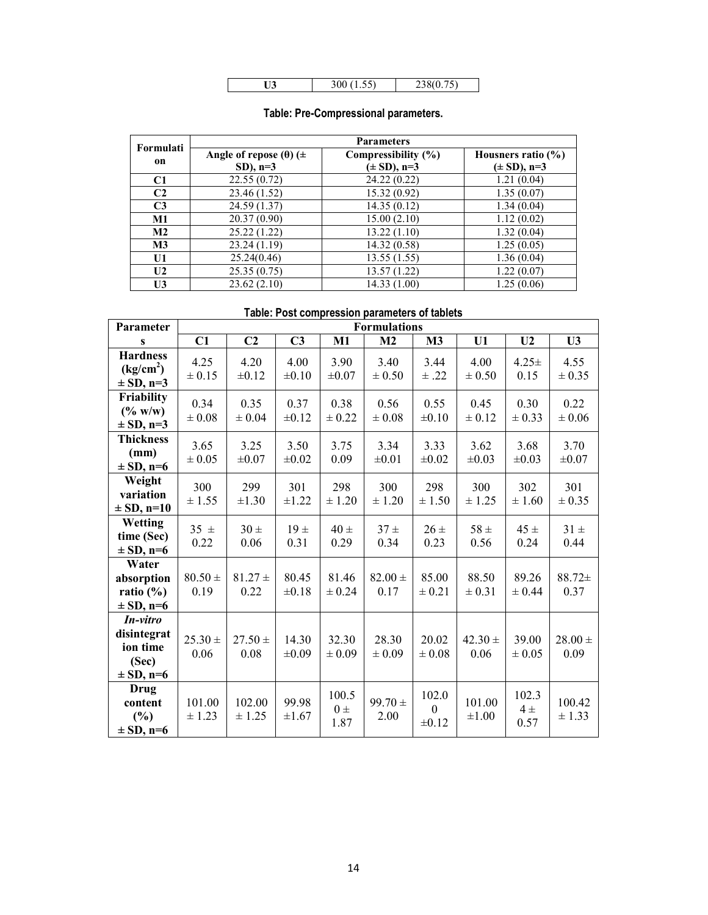| U3 | 300 (1.55) | 238(0.75) |
|---|---|---|

**Table: Pre-Compressional parameters.**

| Formulation | Parameters | | |
|---|---|---|---|
| | Angle of repose (θ) (± SD), n=3 | Compressibility (%) (± SD), n=3 | Housners ratio (%) (± SD), n=3 |
| C1 | 22.55 (0.72) | 24.22 (0.22) | 1.21 (0.04) |
| C2 | 23.46 (1.52) | 15.32 (0.92) | 1.35 (0.07) |
| C3 | 24.59 (1.37) | 14.35 (0.12) | 1.34 (0.04) |
| M1 | 20.37 (0.90) | 15.00 (2.10) | 1.12 (0.02) |
| M2 | 25.22 (1.22) | 13.22 (1.10) | 1.32 (0.04) |
| M3 | 23.24 (1.19) | 14.32 (0.58) | 1.25 (0.05) |
| U1 | 25.24(0.46) | 13.55 (1.55) | 1.36 (0.04) |
| U2 | 25.35 (0.75) | 13.57 (1.22) | 1.22 (0.07) |
| U3 | 23.62 (2.10) | 14.33 (1.00) | 1.25 (0.06) |

**Table: Post compression parameters of tablets**

| Parameters | Formulations | | | | | | | | |
|---|---|---|---|---|---|---|---|---|---|
| | C1 | C2 | C3 | M1 | M2 | M3 | U1 | U2 | U3 |
| Hardness ($kg/cm^2$) ± SD, n=3 | 4.25 ± 0.15 | 4.20 ±0.12 | 4.00 ±0.10 | 3.90 ±0.07 | 3.40 ± 0.50 | 3.44 ± .22 | 4.00 ± 0.50 | 4.25± 0.15 | 4.55 ± 0.35 |
| Friability (% w/w) ± SD, n=3 | 0.34 ± 0.08 | 0.35 ± 0.04 | 0.37 ±0.12 | 0.38 ± 0.22 | 0.56 ± 0.08 | 0.55 ±0.10 | 0.45 ± 0.12 | 0.30 ± 0.33 | 0.22 ± 0.06 |
| Thickness (mm) ± SD, n=6 | 3.65 ± 0.05 | 3.25 ±0.07 | 3.50 ±0.02 | 3.75 0.09 | 3.34 ±0.01 | 3.33 ±0.02 | 3.62 ±0.03 | 3.68 ±0.03 | 3.70 ±0.07 |
| Weight variation ± SD, n=10 | 300 ± 1.55 | 299 ±1.30 | 301 ±1.22 | 298 ± 1.20 | 300 ± 1.20 | 298 ± 1.50 | 300 ± 1.25 | 302 ± 1.60 | 301 ± 0.35 |
| Wetting time (Sec) ± SD, n=6 | 35 ± 0.22 | 30 ± 0.06 | 19 ± 0.31 | 40 ± 0.29 | 37 ± 0.34 | 26 ± 0.23 | 58 ± 0.56 | 45 ± 0.24 | 31 ± 0.44 |
| Water absorption ratio (%) ± SD, n=6 | 80.50 ± 0.19 | 81.27 ± 0.22 | 80.45 ±0.18 | 81.46 ± 0.24 | 82.00 ± 0.17 | 85.00 ± 0.21 | 88.50 ± 0.31 | 89.26 ± 0.44 | 88.72± 0.37 |
| *In-vitro* disintegration time (Sec) ± SD, n=6 | 25.30 ± 0.06 | 27.50 ± 0.08 | 14.30 ±0.09 | 32.30 ± 0.09 | 28.30 ± 0.09 | 20.02 ± 0.08 | 42.30 ± 0.06 | 39.00 ± 0.05 | 28.00 ± 0.09 |
| Drug content (%) ± SD, n=6 | 101.00 ± 1.23 | 102.00 ± 1.25 | 99.98 ±1.67 | 100.50 ± 1.87 | 99.70 ± 2.00 | 102.00 ±0.12 | 101.00 ±1.00 | 102.34 ± 0.57 | 100.42 ± 1.33 |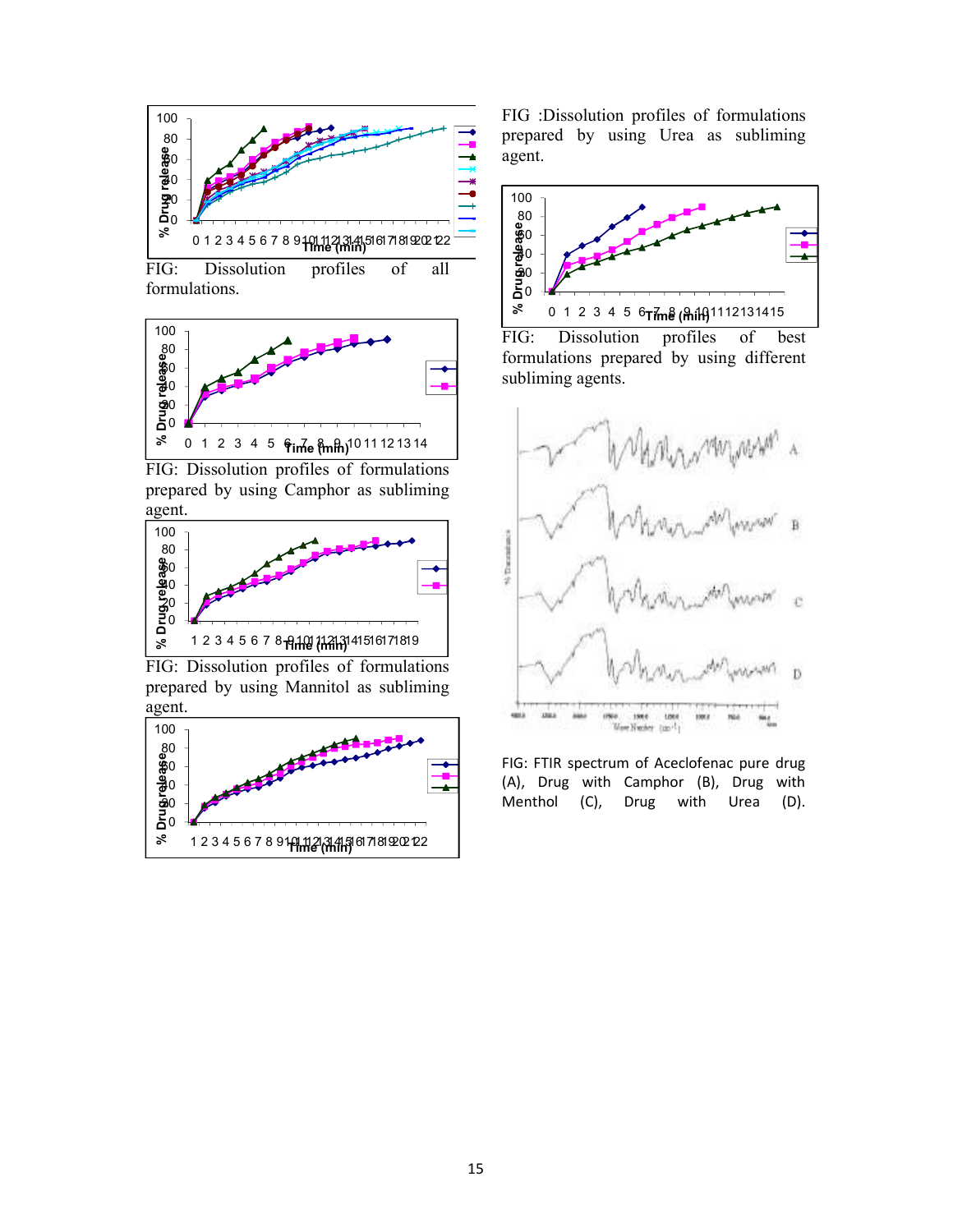100
80
60
40
20
0
% Drug release
0 1 2 3 4 5 6 7 8 9 10 11 12 13 14 15 16 17 18 19 20 21 22
Time (min)

FIG: Dissolution profiles of all formulations.

100
80
60
40
20
0
% Drug release
0 1 2 3 4 5 6 7 8 9 10 11 12 13 14
Time (min)

FIG: Dissolution profiles of formulations prepared by using Camphor as subliming agent.

100
80
60
40
20
0
% Drug release
1 2 3 4 5 6 7 8 9 10 11 12 13 14 15 16 17 18 19
Time (min)

FIG: Dissolution profiles of formulations prepared by using Mannitol as subliming agent.

100
80
60
40
20
0
% Drug release
1 2 3 4 5 6 7 8 9 10 11 12 13 14 15 16 17 18 19 20 21 22
Time (min)

FIG :Dissolution profiles of formulations prepared by using Urea as subliming agent.

100
80
60
40
20
0
% Drug release
0 1 2 3 4 5 6 7 8 9 10 11 12 13 14 15
Time (min)

FIG: Dissolution profiles of best formulations prepared by using different subliming agents.

A
B
C
D
% Transmittance
Wave Number (cm⁻¹)

FIG: FTIR spectrum of Aceclofenac pure drug (A), Drug with Camphor (B), Drug with Menthol (C), Drug with Urea (D).